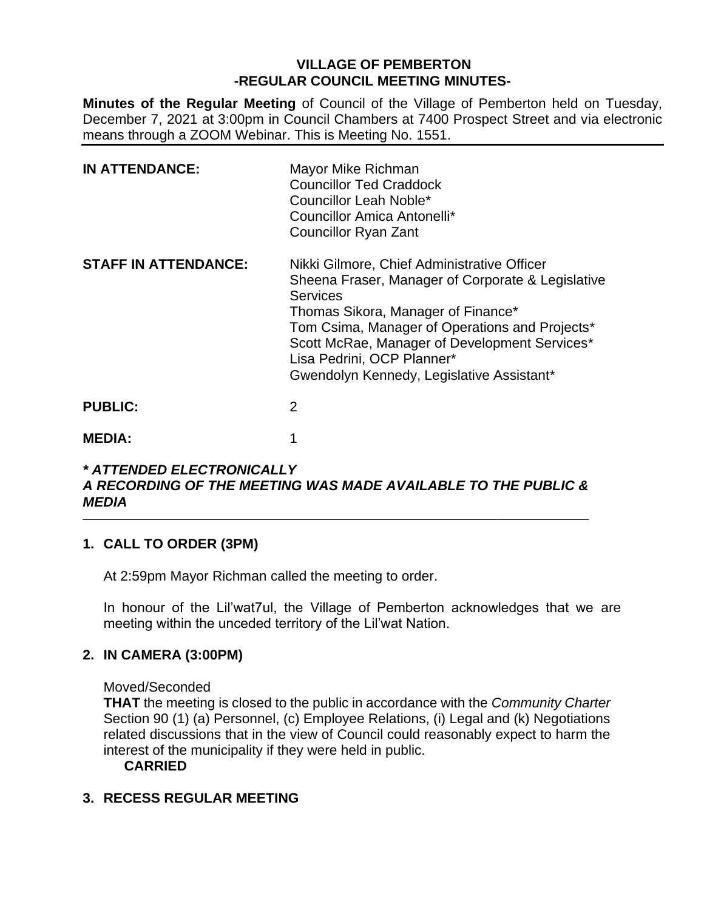# VILLAGE OF PEMBERTON
## -REGULAR COUNCIL MEETING MINUTES-

**Minutes of the Regular Meeting** of Council of the Village of Pemberton held on Tuesday, December 7, 2021 at 3:00pm in Council Chambers at 7400 Prospect Street and via electronic means through a ZOOM Webinar. This is Meeting No. 1551.

---

| | |
|---|---|
| **IN ATTENDANCE:** | Mayor Mike Richman<br>Councillor Ted Craddock<br>Councillor Leah Noble*<br>Councillor Amica Antonelli*<br>Councillor Ryan Zant |
| **STAFF IN ATTENDANCE:** | Nikki Gilmore, Chief Administrative Officer<br>Sheena Fraser, Manager of Corporate & Legislative Services<br>Thomas Sikora, Manager of Finance*<br>Tom Csima, Manager of Operations and Projects*<br>Scott McRae, Manager of Development Services*<br>Lisa Pedrini, OCP Planner*<br>Gwendolyn Kennedy, Legislative Assistant* |
| **PUBLIC:** | 2 |
| **MEDIA:** | 1 |

***\* ATTENDED ELECTRONICALLY***
***A RECORDING OF THE MEETING WAS MADE AVAILABLE TO THE PUBLIC & MEDIA***

---

## 1. CALL TO ORDER (3PM)

At 2:59pm Mayor Richman called the meeting to order.

In honour of the Lil'wat7ul, the Village of Pemberton acknowledges that we are meeting within the unceded territory of the Lil'wat Nation.

## 2. IN CAMERA (3:00PM)

Moved/Seconded

**THAT** the meeting is closed to the public in accordance with the *Community Charter* Section 90 (1) (a) Personnel, (c) Employee Relations, (i) Legal and (k) Negotiations related discussions that in the view of Council could reasonably expect to harm the interest of the municipality if they were held in public.

**CARRIED**

## 3. RECESS REGULAR MEETING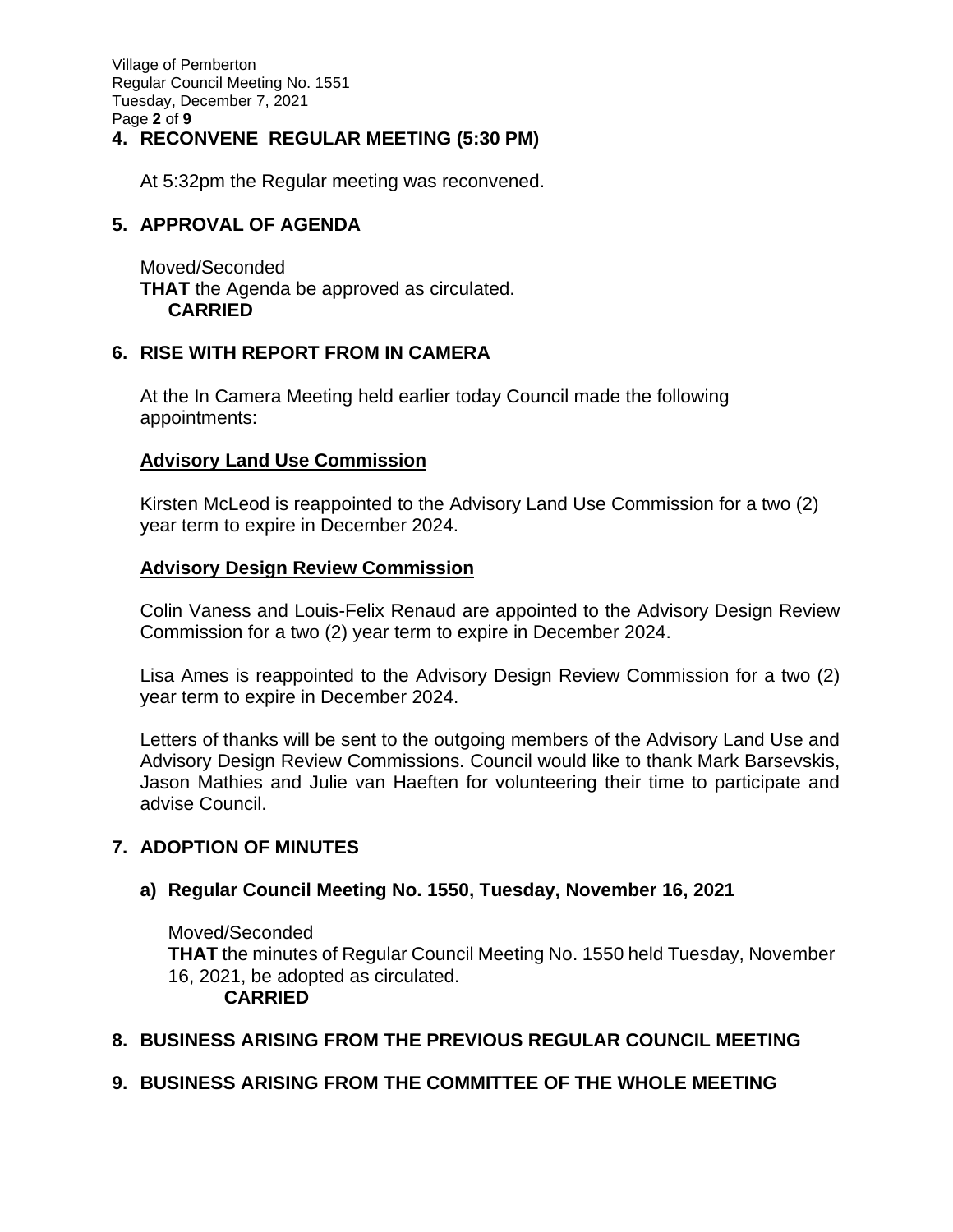## 4. RECONVENE REGULAR MEETING (5:30 PM)

At 5:32pm the Regular meeting was reconvened.

## 5. APPROVAL OF AGENDA

Moved/Seconded
**THAT** the Agenda be approved as circulated.
**CARRIED**

## 6. RISE WITH REPORT FROM IN CAMERA

At the In Camera Meeting held earlier today Council made the following appointments:

**Advisory Land Use Commission**

Kirsten McLeod is reappointed to the Advisory Land Use Commission for a two (2) year term to expire in December 2024.

**Advisory Design Review Commission**

Colin Vaness and Louis-Felix Renaud are appointed to the Advisory Design Review Commission for a two (2) year term to expire in December 2024.

Lisa Ames is reappointed to the Advisory Design Review Commission for a two (2) year term to expire in December 2024.

Letters of thanks will be sent to the outgoing members of the Advisory Land Use and Advisory Design Review Commissions. Council would like to thank Mark Barsevskis, Jason Mathies and Julie van Haeften for volunteering their time to participate and advise Council.

## 7. ADOPTION OF MINUTES

### a) Regular Council Meeting No. 1550, Tuesday, November 16, 2021

Moved/Seconded
**THAT** the minutes of Regular Council Meeting No. 1550 held Tuesday, November 16, 2021, be adopted as circulated.
**CARRIED**

## 8. BUSINESS ARISING FROM THE PREVIOUS REGULAR COUNCIL MEETING

## 9. BUSINESS ARISING FROM THE COMMITTEE OF THE WHOLE MEETING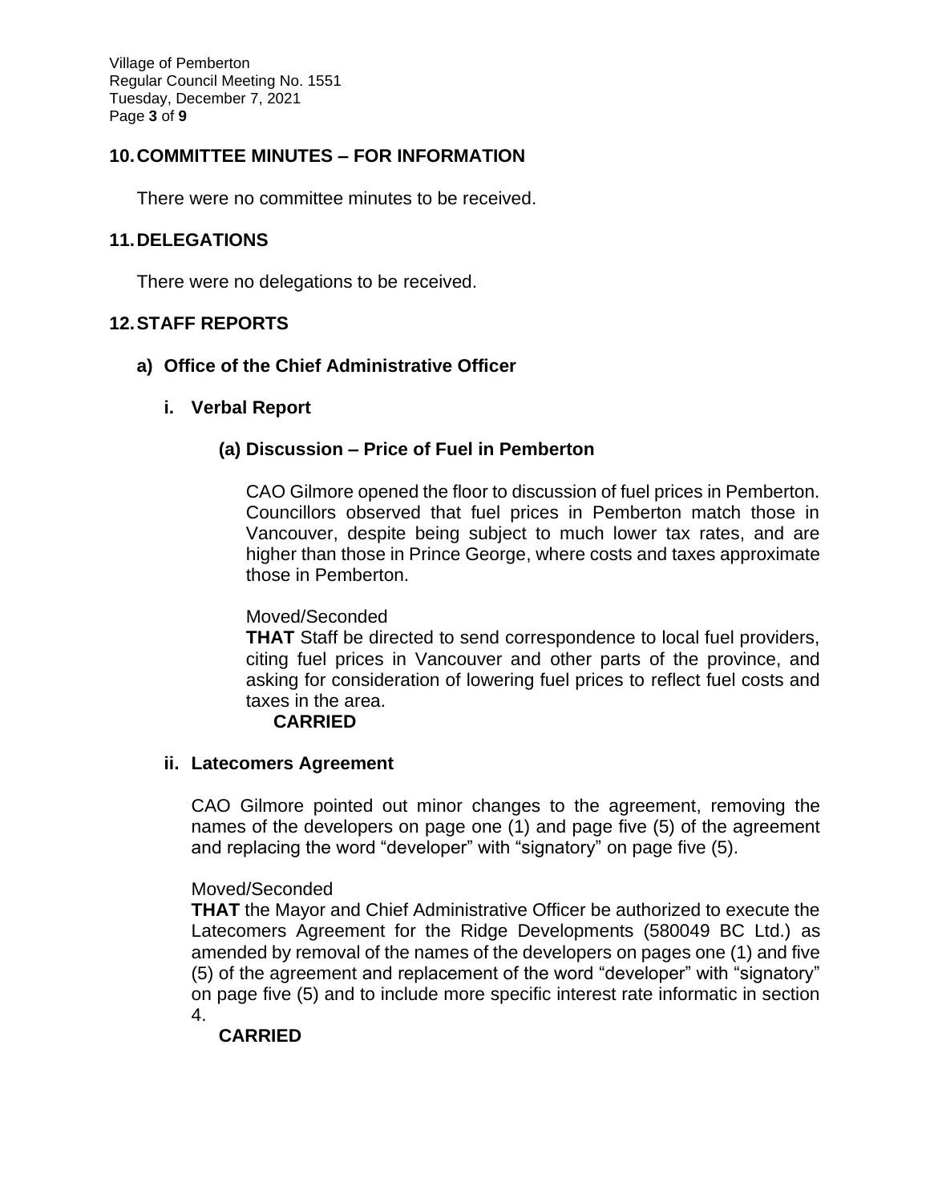## 10. COMMITTEE MINUTES – FOR INFORMATION

There were no committee minutes to be received.

## 11. DELEGATIONS

There were no delegations to be received.

## 12. STAFF REPORTS

### a) Office of the Chief Administrative Officer

#### i. Verbal Report

##### (a) Discussion – Price of Fuel in Pemberton

CAO Gilmore opened the floor to discussion of fuel prices in Pemberton. Councillors observed that fuel prices in Pemberton match those in Vancouver, despite being subject to much lower tax rates, and are higher than those in Prince George, where costs and taxes approximate those in Pemberton.

Moved/Seconded
**THAT** Staff be directed to send correspondence to local fuel providers, citing fuel prices in Vancouver and other parts of the province, and asking for consideration of lowering fuel prices to reflect fuel costs and taxes in the area.
**CARRIED**

#### ii. Latecomers Agreement

CAO Gilmore pointed out minor changes to the agreement, removing the names of the developers on page one (1) and page five (5) of the agreement and replacing the word "developer" with "signatory" on page five (5).

Moved/Seconded
**THAT** the Mayor and Chief Administrative Officer be authorized to execute the Latecomers Agreement for the Ridge Developments (580049 BC Ltd.) as amended by removal of the names of the developers on pages one (1) and five (5) of the agreement and replacement of the word "developer" with "signatory" on page five (5) and to include more specific interest rate informatic in section 4.
**CARRIED**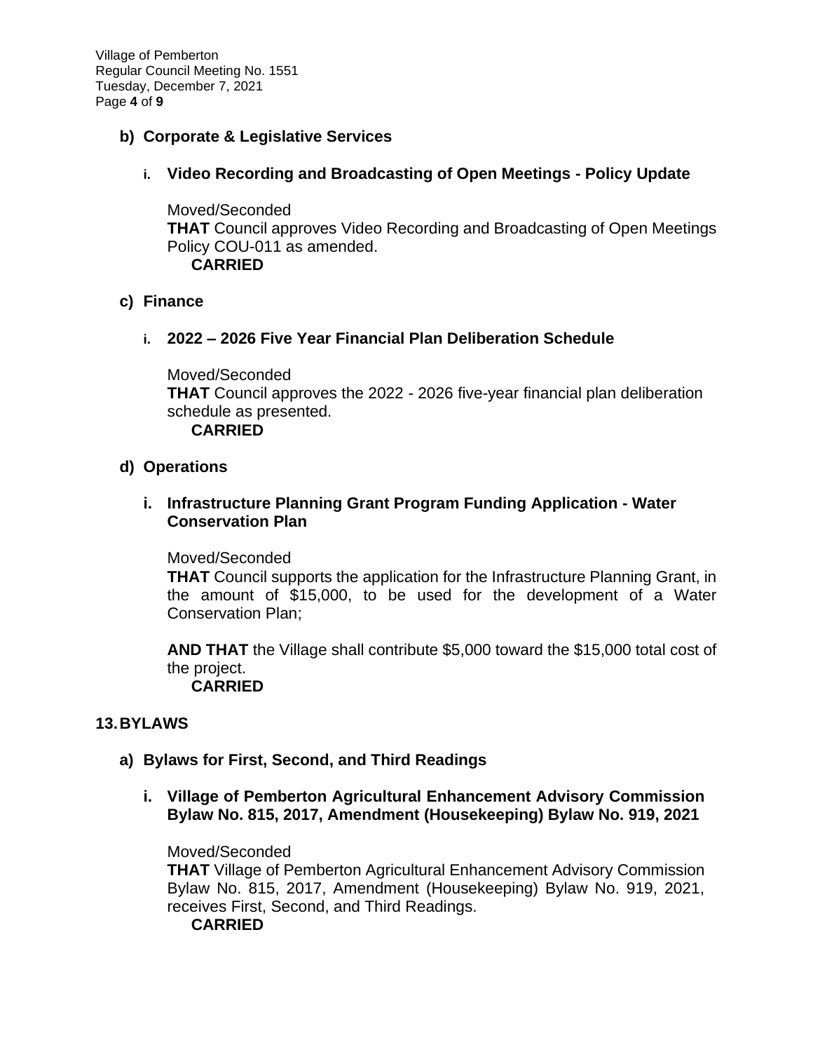### b) Corporate & Legislative Services

#### i. Video Recording and Broadcasting of Open Meetings - Policy Update

Moved/Seconded
**THAT** Council approves Video Recording and Broadcasting of Open Meetings Policy COU-011 as amended.
**CARRIED**

### c) Finance

#### i. 2022 – 2026 Five Year Financial Plan Deliberation Schedule

Moved/Seconded
**THAT** Council approves the 2022 - 2026 five-year financial plan deliberation schedule as presented.
**CARRIED**

### d) Operations

#### i. Infrastructure Planning Grant Program Funding Application - Water Conservation Plan

Moved/Seconded
**THAT** Council supports the application for the Infrastructure Planning Grant, in the amount of $15,000, to be used for the development of a Water Conservation Plan;

**AND THAT** the Village shall contribute $5,000 toward the $15,000 total cost of the project.
**CARRIED**

## 13. BYLAWS

### a) Bylaws for First, Second, and Third Readings

#### i. Village of Pemberton Agricultural Enhancement Advisory Commission Bylaw No. 815, 2017, Amendment (Housekeeping) Bylaw No. 919, 2021

Moved/Seconded
**THAT** Village of Pemberton Agricultural Enhancement Advisory Commission Bylaw No. 815, 2017, Amendment (Housekeeping) Bylaw No. 919, 2021, receives First, Second, and Third Readings.
**CARRIED**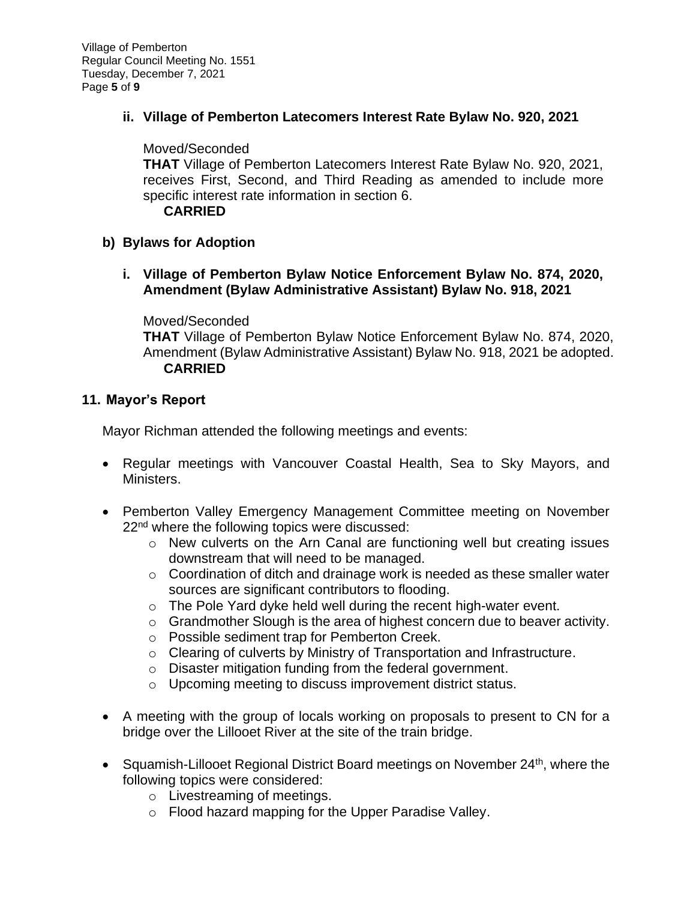### ii. Village of Pemberton Latecomers Interest Rate Bylaw No. 920, 2021

Moved/Seconded

**THAT** Village of Pemberton Latecomers Interest Rate Bylaw No. 920, 2021, receives First, Second, and Third Reading as amended to include more specific interest rate information in section 6.

**CARRIED**

## b) Bylaws for Adoption

### i. Village of Pemberton Bylaw Notice Enforcement Bylaw No. 874, 2020, Amendment (Bylaw Administrative Assistant) Bylaw No. 918, 2021

Moved/Seconded

**THAT** Village of Pemberton Bylaw Notice Enforcement Bylaw No. 874, 2020, Amendment (Bylaw Administrative Assistant) Bylaw No. 918, 2021 be adopted.

**CARRIED**

## 11. Mayor's Report

Mayor Richman attended the following meetings and events:

- Regular meetings with Vancouver Coastal Health, Sea to Sky Mayors, and Ministers.
- Pemberton Valley Emergency Management Committee meeting on November 22nd where the following topics were discussed:
  - New culverts on the Arn Canal are functioning well but creating issues downstream that will need to be managed.
  - Coordination of ditch and drainage work is needed as these smaller water sources are significant contributors to flooding.
  - The Pole Yard dyke held well during the recent high-water event.
  - Grandmother Slough is the area of highest concern due to beaver activity.
  - Possible sediment trap for Pemberton Creek.
  - Clearing of culverts by Ministry of Transportation and Infrastructure.
  - Disaster mitigation funding from the federal government.
  - Upcoming meeting to discuss improvement district status.
- A meeting with the group of locals working on proposals to present to CN for a bridge over the Lillooet River at the site of the train bridge.
- Squamish-Lillooet Regional District Board meetings on November 24th, where the following topics were considered:
  - Livestreaming of meetings.
  - Flood hazard mapping for the Upper Paradise Valley.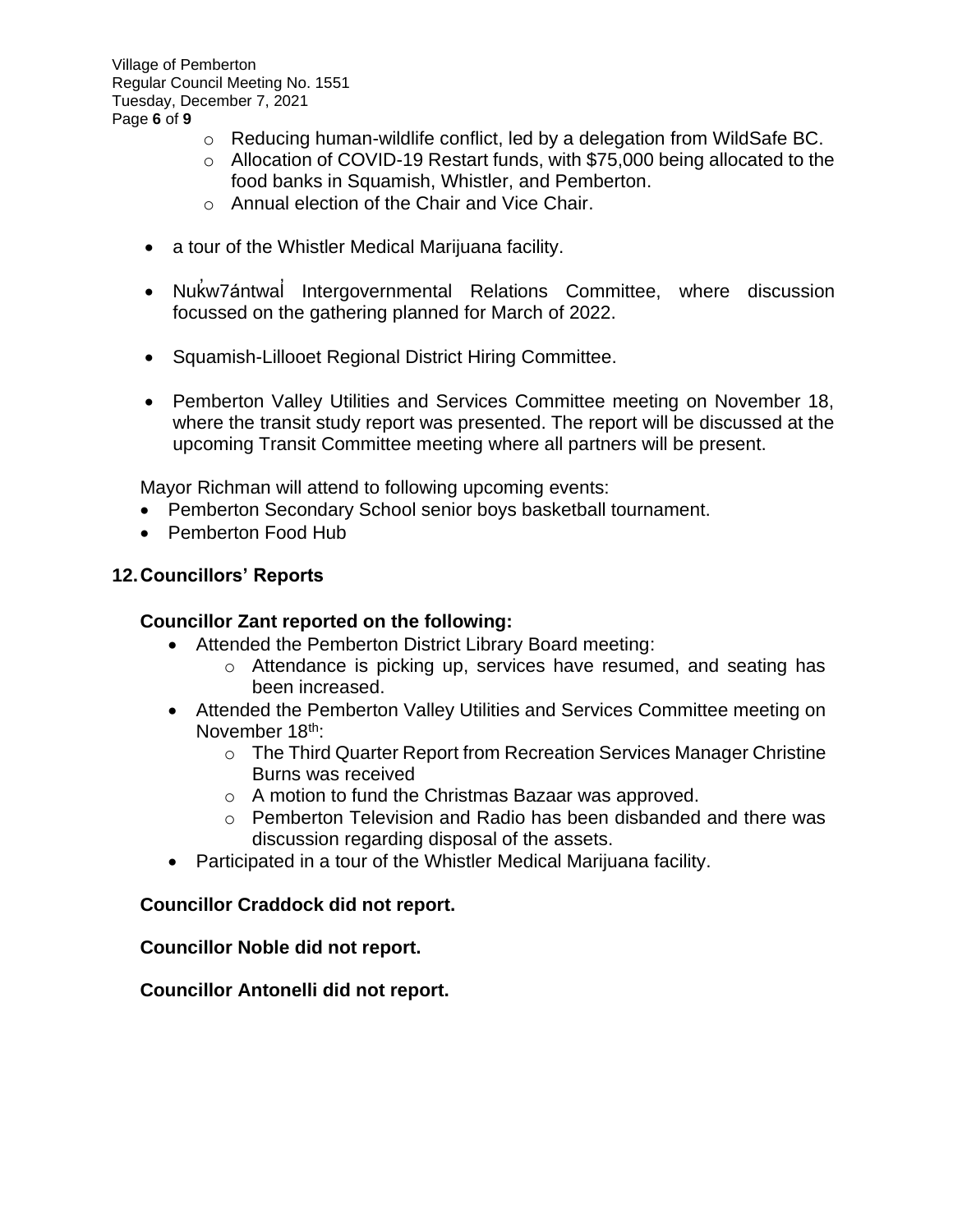- Reducing human-wildlife conflict, led by a delegation from WildSafe BC.
    - Allocation of COVID-19 Restart funds, with $75,000 being allocated to the food banks in Squamish, Whistler, and Pemberton.
    - Annual election of the Chair and Vice Chair.

- a tour of the Whistler Medical Marijuana facility.

- Nuk̓w7ántwal̓ Intergovernmental Relations Committee, where discussion focussed on the gathering planned for March of 2022.

- Squamish-Lillooet Regional District Hiring Committee.

- Pemberton Valley Utilities and Services Committee meeting on November 18, where the transit study report was presented. The report will be discussed at the upcoming Transit Committee meeting where all partners will be present.

Mayor Richman will attend to following upcoming events:

- Pemberton Secondary School senior boys basketball tournament.
- Pemberton Food Hub

## 12. Councillors' Reports

**Councillor Zant reported on the following:**

- Attended the Pemberton District Library Board meeting:
    - Attendance is picking up, services have resumed, and seating has been increased.
- Attended the Pemberton Valley Utilities and Services Committee meeting on November 18th:
    - The Third Quarter Report from Recreation Services Manager Christine Burns was received
    - A motion to fund the Christmas Bazaar was approved.
    - Pemberton Television and Radio has been disbanded and there was discussion regarding disposal of the assets.
- Participated in a tour of the Whistler Medical Marijuana facility.

**Councillor Craddock did not report.**

**Councillor Noble did not report.**

**Councillor Antonelli did not report.**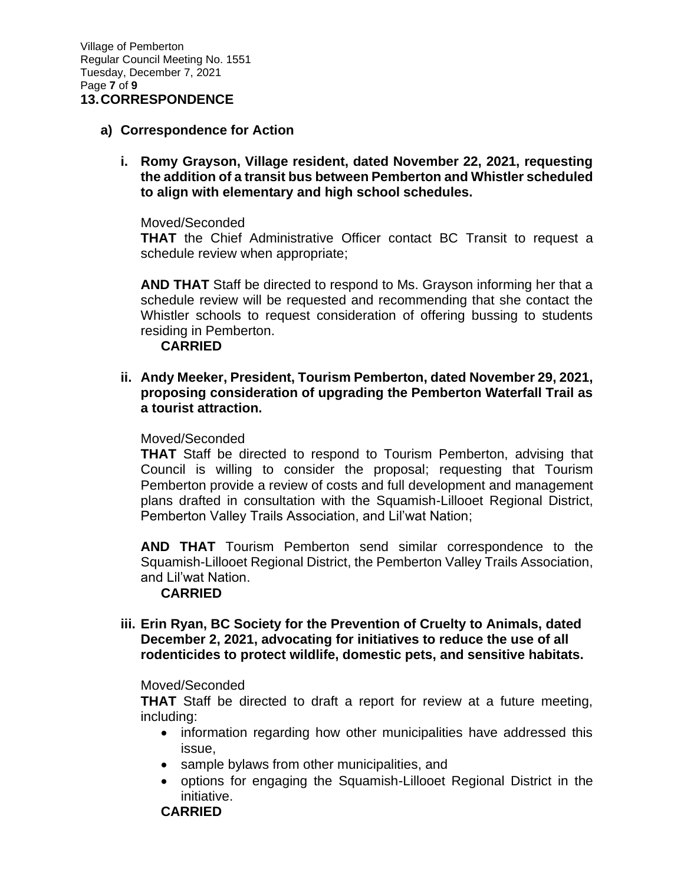## 13. CORRESPONDENCE

### a) Correspondence for Action

**i. Romy Grayson, Village resident, dated November 22, 2021, requesting the addition of a transit bus between Pemberton and Whistler scheduled to align with elementary and high school schedules.**

Moved/Seconded

**THAT** the Chief Administrative Officer contact BC Transit to request a schedule review when appropriate;

**AND THAT** Staff be directed to respond to Ms. Grayson informing her that a schedule review will be requested and recommending that she contact the Whistler schools to request consideration of offering bussing to students residing in Pemberton.

**CARRIED**

**ii. Andy Meeker, President, Tourism Pemberton, dated November 29, 2021, proposing consideration of upgrading the Pemberton Waterfall Trail as a tourist attraction.**

Moved/Seconded

**THAT** Staff be directed to respond to Tourism Pemberton, advising that Council is willing to consider the proposal; requesting that Tourism Pemberton provide a review of costs and full development and management plans drafted in consultation with the Squamish-Lillooet Regional District, Pemberton Valley Trails Association, and Lil'wat Nation;

**AND THAT** Tourism Pemberton send similar correspondence to the Squamish-Lillooet Regional District, the Pemberton Valley Trails Association, and Lil'wat Nation.

**CARRIED**

**iii. Erin Ryan, BC Society for the Prevention of Cruelty to Animals, dated December 2, 2021, advocating for initiatives to reduce the use of all rodenticides to protect wildlife, domestic pets, and sensitive habitats.**

Moved/Seconded

**THAT** Staff be directed to draft a report for review at a future meeting, including:

- information regarding how other municipalities have addressed this issue,
- sample bylaws from other municipalities, and
- options for engaging the Squamish-Lillooet Regional District in the initiative.

**CARRIED**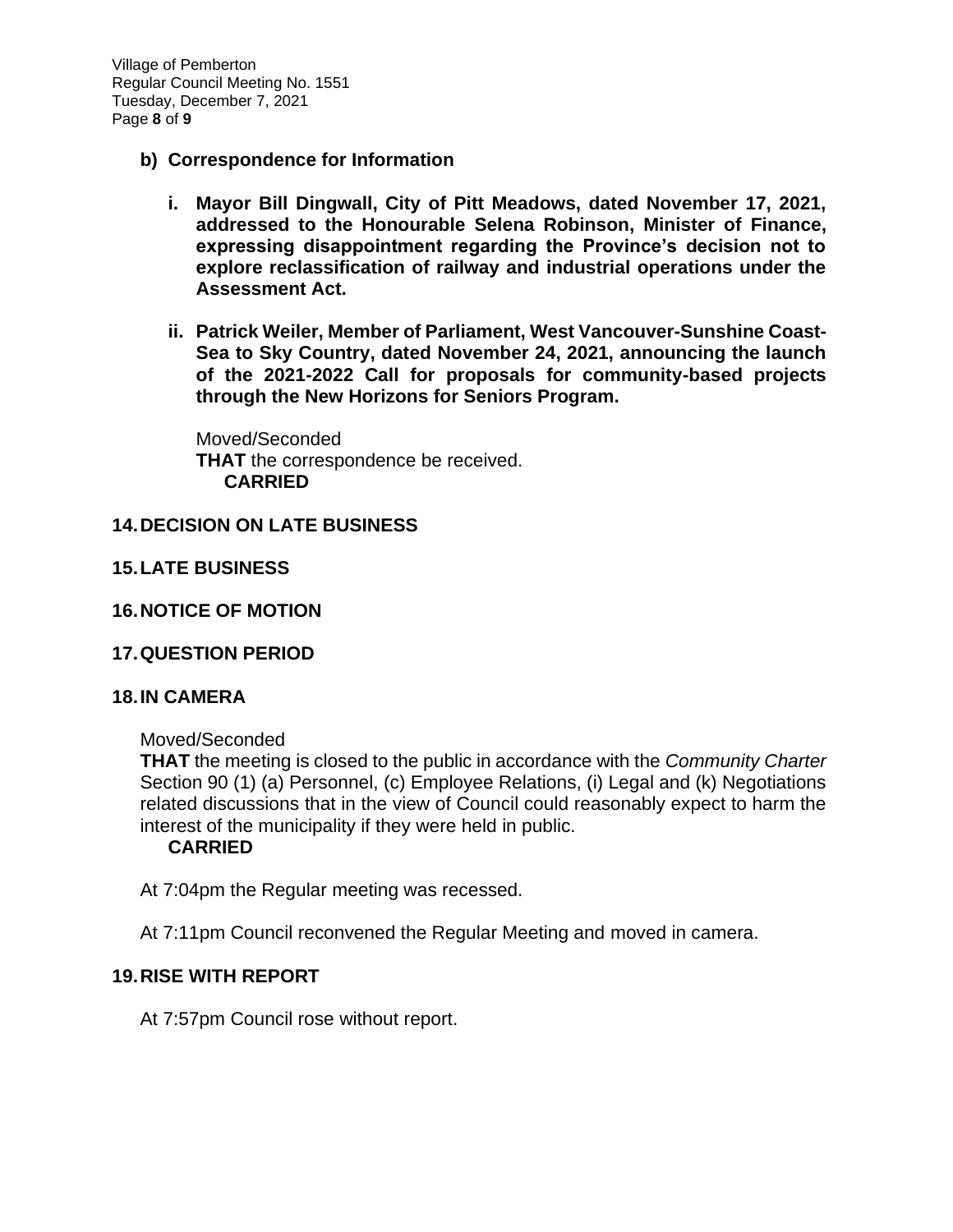### b) Correspondence for Information

**i. Mayor Bill Dingwall, City of Pitt Meadows, dated November 17, 2021, addressed to the Honourable Selena Robinson, Minister of Finance, expressing disappointment regarding the Province's decision not to explore reclassification of railway and industrial operations under the Assessment Act.**

**ii. Patrick Weiler, Member of Parliament, West Vancouver-Sunshine Coast-Sea to Sky Country, dated November 24, 2021, announcing the launch of the 2021-2022 Call for proposals for community-based projects through the New Horizons for Seniors Program.**

Moved/Seconded
**THAT** the correspondence be received.
**CARRIED**

## 14. DECISION ON LATE BUSINESS

## 15. LATE BUSINESS

## 16. NOTICE OF MOTION

## 17. QUESTION PERIOD

## 18. IN CAMERA

Moved/Seconded
**THAT** the meeting is closed to the public in accordance with the *Community Charter* Section 90 (1) (a) Personnel, (c) Employee Relations, (i) Legal and (k) Negotiations related discussions that in the view of Council could reasonably expect to harm the interest of the municipality if they were held in public.
**CARRIED**

At 7:04pm the Regular meeting was recessed.

At 7:11pm Council reconvened the Regular Meeting and moved in camera.

## 19. RISE WITH REPORT

At 7:57pm Council rose without report.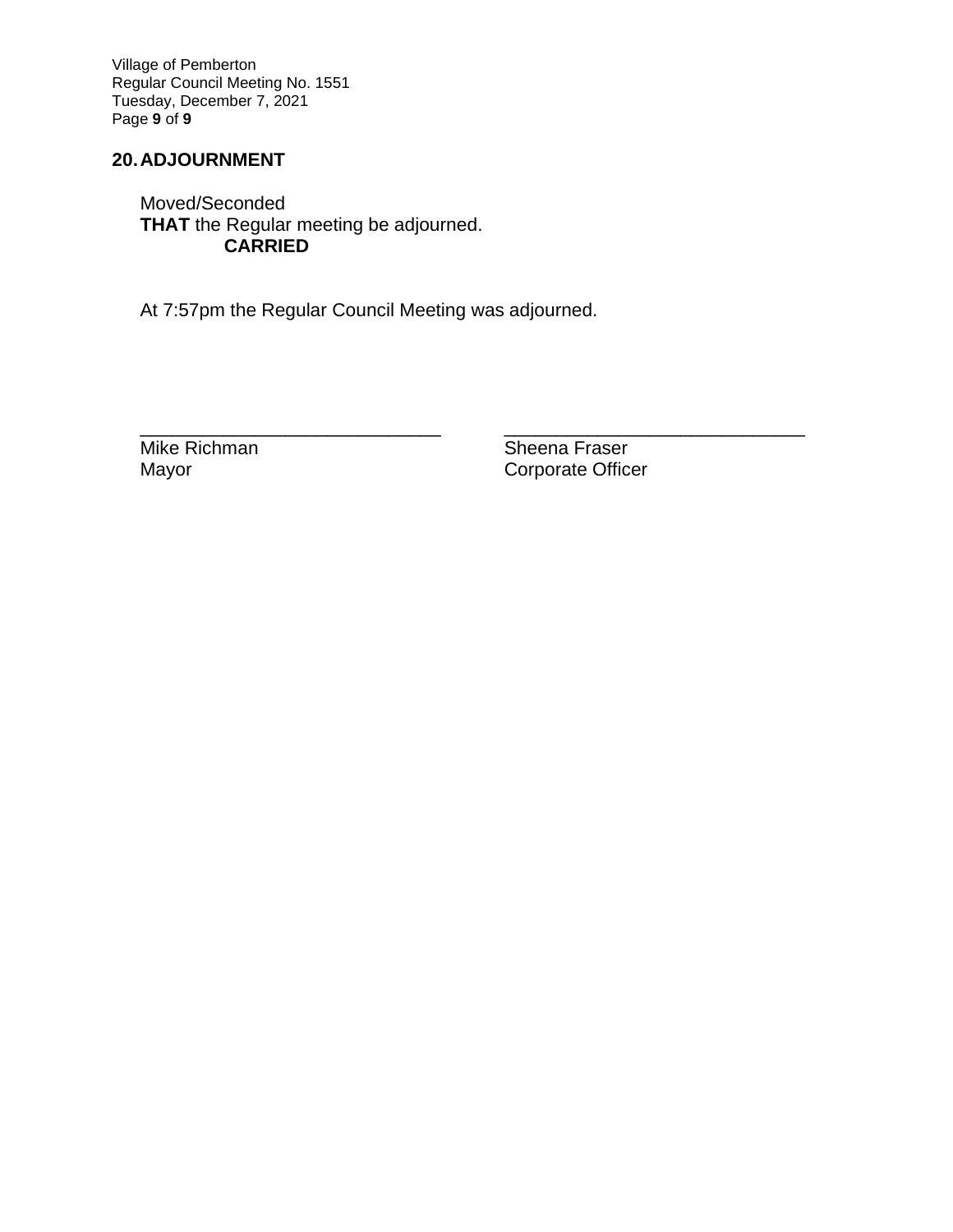## 20. ADJOURNMENT

Moved/Seconded
**THAT** the Regular meeting be adjourned.
**CARRIED**

At 7:57pm the Regular Council Meeting was adjourned.

| | |
|---|---|
| ______________________________ | ______________________________ |
| Mike Richman | Sheena Fraser |
| Mayor | Corporate Officer |